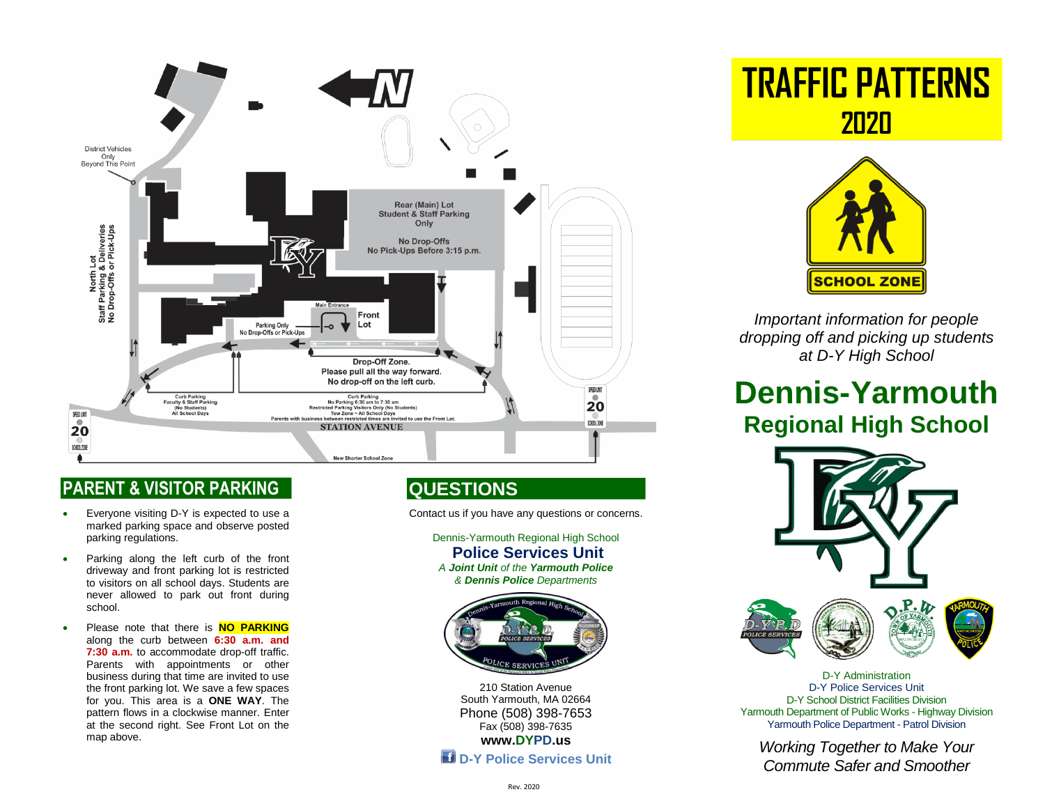District Vehicles Only Beyond This Point

North Lot
Staff Parking & Deliveries
No Drop-Offs or Pick-Ups

Rear (Main) Lot
Student & Staff Parking Only

No Drop-Offs
No Pick-Ups Before 3:15 p.m.

Main Entrance

Front Lot

Parking Only
No Drop-Offs or Pick-Ups

Drop-Off Zone.
Please pull all the way forward.
No drop-off on the left curb.

Curb Parking
Faculty & Staff Parking
(No Students)
All School Days

Curb Parking
No Parking 6:30 am to 7:30 am
Restricted Parking Visitors Only (No Students)
Tow Zone ~ All School Days
Parents with business between restricted times are invited to use the Front Lot.

STATION AVENUE

New Shorter School Zone

SPEED LIMIT 20 SCHOOL ZONE

## PARENT & VISITOR PARKING

- Everyone visiting D-Y is expected to use a marked parking space and observe posted parking regulations.
- Parking along the left curb of the front driveway and front parking lot is restricted to visitors on all school days. Students are never allowed to park out front during school.
- Please note that there is **NO PARKING** along the curb between **6:30 a.m. and 7:30 a.m.** to accommodate drop-off traffic. Parents with appointments or other business during that time are invited to use the front parking lot. We save a few spaces for you. This area is a **ONE WAY**. The pattern flows in a clockwise manner. Enter at the second right. See Front Lot on the map above.

## QUESTIONS

Contact us if you have any questions or concerns.

Dennis-Yarmouth Regional High School
**Police Services Unit**
*A **Joint Unit** of the **Yarmouth Police** & **Dennis Police** Departments*

210 Station Avenue
South Yarmouth, MA 02664
Phone (508) 398-7653
Fax (508) 398-7635
**www.DYPD.us**

**D-Y Police Services Unit**

# TRAFFIC PATTERNS 2020

SCHOOL ZONE

*Important information for people dropping off and picking up students at D-Y High School*

# Dennis-Yarmouth
## Regional High School

D-Y Administration
D-Y Police Services Unit
D-Y School District Facilities Division
Yarmouth Department of Public Works - Highway Division
Yarmouth Police Department - Patrol Division

*Working Together to Make Your Commute Safer and Smoother*

Rev. 2020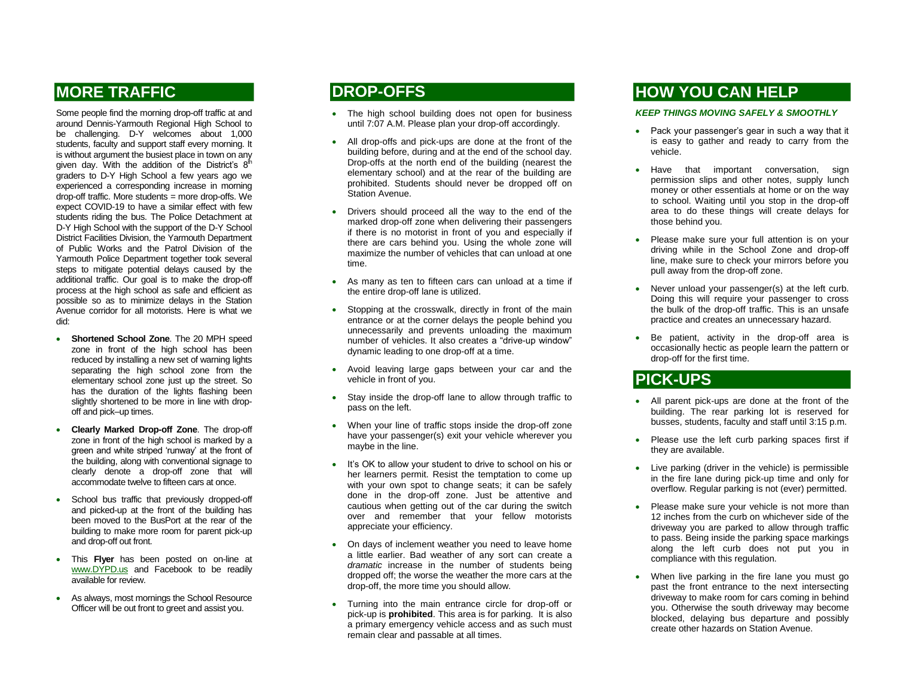## MORE TRAFFIC

Some people find the morning drop-off traffic at and around Dennis-Yarmouth Regional High School to be challenging. D-Y welcomes about 1,000 students, faculty and support staff every morning. It is without argument the busiest place in town on any given day. With the addition of the District's 8th graders to D-Y High School a few years ago we experienced a corresponding increase in morning drop-off traffic. More students = more drop-offs. We expect COVID-19 to have a similar effect with few students riding the bus. The Police Detachment at D-Y High School with the support of the D-Y School District Facilities Division, the Yarmouth Department of Public Works and the Patrol Division of the Yarmouth Police Department together took several steps to mitigate potential delays caused by the additional traffic. Our goal is to make the drop-off process at the high school as safe and efficient as possible so as to minimize delays in the Station Avenue corridor for all motorists. Here is what we did:

- **Shortened School Zone**. The 20 MPH speed zone in front of the high school has been reduced by installing a new set of warning lights separating the high school zone from the elementary school zone just up the street. So has the duration of the lights flashing been slightly shortened to be more in line with drop-off and pick–up times.
- **Clearly Marked Drop-off Zone**. The drop-off zone in front of the high school is marked by a green and white striped 'runway' at the front of the building, along with conventional signage to clearly denote a drop-off zone that will accommodate twelve to fifteen cars at once.
- School bus traffic that previously dropped-off and picked-up at the front of the building has been moved to the BusPort at the rear of the building to make more room for parent pick-up and drop-off out front.
- This **Flyer** has been posted on on-line at www.DYPD.us and Facebook to be readily available for review.
- As always, most mornings the School Resource Officer will be out front to greet and assist you.

## DROP-OFFS

- The high school building does not open for business until 7:07 A.M. Please plan your drop-off accordingly.
- All drop-offs and pick-ups are done at the front of the building before, during and at the end of the school day. Drop-offs at the north end of the building (nearest the elementary school) and at the rear of the building are prohibited. Students should never be dropped off on Station Avenue.
- Drivers should proceed all the way to the end of the marked drop-off zone when delivering their passengers if there is no motorist in front of you and especially if there are cars behind you. Using the whole zone will maximize the number of vehicles that can unload at one time.
- As many as ten to fifteen cars can unload at a time if the entire drop-off lane is utilized.
- Stopping at the crosswalk, directly in front of the main entrance or at the corner delays the people behind you unnecessarily and prevents unloading the maximum number of vehicles. It also creates a "drive-up window" dynamic leading to one drop-off at a time.
- Avoid leaving large gaps between your car and the vehicle in front of you.
- Stay inside the drop-off lane to allow through traffic to pass on the left.
- When your line of traffic stops inside the drop-off zone have your passenger(s) exit your vehicle wherever you maybe in the line.
- It's OK to allow your student to drive to school on his or her learners permit. Resist the temptation to come up with your own spot to change seats; it can be safely done in the drop-off zone. Just be attentive and cautious when getting out of the car during the switch over and remember that your fellow motorists appreciate your efficiency.
- On days of inclement weather you need to leave home a little earlier. Bad weather of any sort can create a *dramatic* increase in the number of students being dropped off; the worse the weather the more cars at the drop-off, the more time you should allow.
- Turning into the main entrance circle for drop-off or pick-up is **prohibited**. This area is for parking. It is also a primary emergency vehicle access and as such must remain clear and passable at all times.

## HOW YOU CAN HELP

***KEEP THINGS MOVING SAFELY & SMOOTHLY***

- Pack your passenger's gear in such a way that it is easy to gather and ready to carry from the vehicle.
- Have that important conversation, sign permission slips and other notes, supply lunch money or other essentials at home or on the way to school. Waiting until you stop in the drop-off area to do these things will create delays for those behind you.
- Please make sure your full attention is on your driving while in the School Zone and drop-off line, make sure to check your mirrors before you pull away from the drop-off zone.
- Never unload your passenger(s) at the left curb. Doing this will require your passenger to cross the bulk of the drop-off traffic. This is an unsafe practice and creates an unnecessary hazard.
- Be patient, activity in the drop-off area is occasionally hectic as people learn the pattern or drop-off for the first time.

## PICK-UPS

- All parent pick-ups are done at the front of the building. The rear parking lot is reserved for busses, students, faculty and staff until 3:15 p.m.
- Please use the left curb parking spaces first if they are available.
- Live parking (driver in the vehicle) is permissible in the fire lane during pick-up time and only for overflow. Regular parking is not (ever) permitted.
- Please make sure your vehicle is not more than 12 inches from the curb on whichever side of the driveway you are parked to allow through traffic to pass. Being inside the parking space markings along the left curb does not put you in compliance with this regulation.
- When live parking in the fire lane you must go past the front entrance to the next intersecting driveway to make room for cars coming in behind you. Otherwise the south driveway may become blocked, delaying bus departure and possibly create other hazards on Station Avenue.